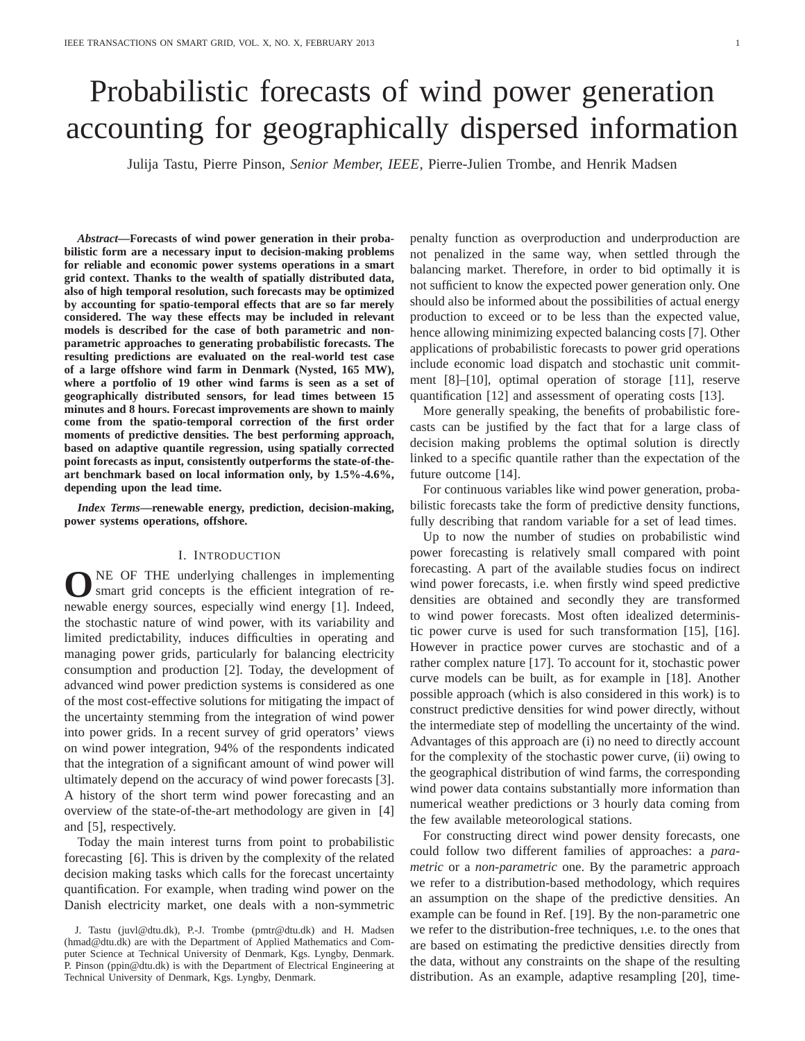# Probabilistic forecasts of wind power generation accounting for geographically dispersed information

Julija Tastu, Pierre Pinson, *Senior Member, IEEE*, Pierre-Julien Trombe, and Henrik Madsen

***Abstract*—Forecasts of wind power generation in their probabilistic form are a necessary input to decision-making problems for reliable and economic power systems operations in a smart grid context. Thanks to the wealth of spatially distributed data, also of high temporal resolution, such forecasts may be optimized by accounting for spatio-temporal effects that are so far merely considered. The way these effects may be included in relevant models is described for the case of both parametric and non-parametric approaches to generating probabilistic forecasts. The resulting predictions are evaluated on the real-world test case of a large offshore wind farm in Denmark (Nysted, 165 MW), where a portfolio of 19 other wind farms is seen as a set of geographically distributed sensors, for lead times between 15 minutes and 8 hours. Forecast improvements are shown to mainly come from the spatio-temporal correction of the first order moments of predictive densities. The best performing approach, based on adaptive quantile regression, using spatially corrected point forecasts as input, consistently outperforms the state-of-the-art benchmark based on local information only, by 1.5%-4.6%, depending upon the lead time.**

***Index Terms*—renewable energy, prediction, decision-making, power systems operations, offshore.**

## I. Introduction

One of the underlying challenges in implementing smart grid concepts is the efficient integration of renewable energy sources, especially wind energy [1]. Indeed, the stochastic nature of wind power, with its variability and limited predictability, induces difficulties in operating and managing power grids, particularly for balancing electricity consumption and production [2]. Today, the development of advanced wind power prediction systems is considered as one of the most cost-effective solutions for mitigating the impact of the uncertainty stemming from the integration of wind power into power grids. In a recent survey of grid operators' views on wind power integration, 94% of the respondents indicated that the integration of a significant amount of wind power will ultimately depend on the accuracy of wind power forecasts [3]. A history of the short term wind power forecasting and an overview of the state-of-the-art methodology are given in [4] and [5], respectively.

Today the main interest turns from point to probabilistic forecasting [6]. This is driven by the complexity of the related decision making tasks which calls for the forecast uncertainty quantification. For example, when trading wind power on the Danish electricity market, one deals with a non-symmetric penalty function as overproduction and underproduction are not penalized in the same way, when settled through the balancing market. Therefore, in order to bid optimally it is not sufficient to know the expected power generation only. One should also be informed about the possibilities of actual energy production to exceed or to be less than the expected value, hence allowing minimizing expected balancing costs [7]. Other applications of probabilistic forecasts to power grid operations include economic load dispatch and stochastic unit commitment [8]–[10], optimal operation of storage [11], reserve quantification [12] and assessment of operating costs [13].

More generally speaking, the benefits of probabilistic forecasts can be justified by the fact that for a large class of decision making problems the optimal solution is directly linked to a specific quantile rather than the expectation of the future outcome [14].

For continuous variables like wind power generation, probabilistic forecasts take the form of predictive density functions, fully describing that random variable for a set of lead times.

Up to now the number of studies on probabilistic wind power forecasting is relatively small compared with point forecasting. A part of the available studies focus on indirect wind power forecasts, i.e. when firstly wind speed predictive densities are obtained and secondly they are transformed to wind power forecasts. Most often idealized deterministic power curve is used for such transformation [15], [16]. However in practice power curves are stochastic and of a rather complex nature [17]. To account for it, stochastic power curve models can be built, as for example in [18]. Another possible approach (which is also considered in this work) is to construct predictive densities for wind power directly, without the intermediate step of modelling the uncertainty of the wind. Advantages of this approach are (i) no need to directly account for the complexity of the stochastic power curve, (ii) owing to the geographical distribution of wind farms, the corresponding wind power data contains substantially more information than numerical weather predictions or 3 hourly data coming from the few available meteorological stations.

For constructing direct wind power density forecasts, one could follow two different families of approaches: a *parametric* or a *non-parametric* one. By the parametric approach we refer to a distribution-based methodology, which requires an assumption on the shape of the predictive densities. An example can be found in Ref. [19]. By the non-parametric one we refer to the distribution-free techniques, i.e. to the ones that are based on estimating the predictive densities directly from the data, without any constraints on the shape of the resulting distribution. As an example, adaptive resampling [20], time-

J. Tastu (juvl@dtu.dk), P.-J. Trombe (pmtr@dtu.dk) and H. Madsen (hmad@dtu.dk) are with the Department of Applied Mathematics and Computer Science at Technical University of Denmark, Kgs. Lyngby, Denmark. P. Pinson (ppin@dtu.dk) is with the Department of Electrical Engineering at Technical University of Denmark, Kgs. Lyngby, Denmark.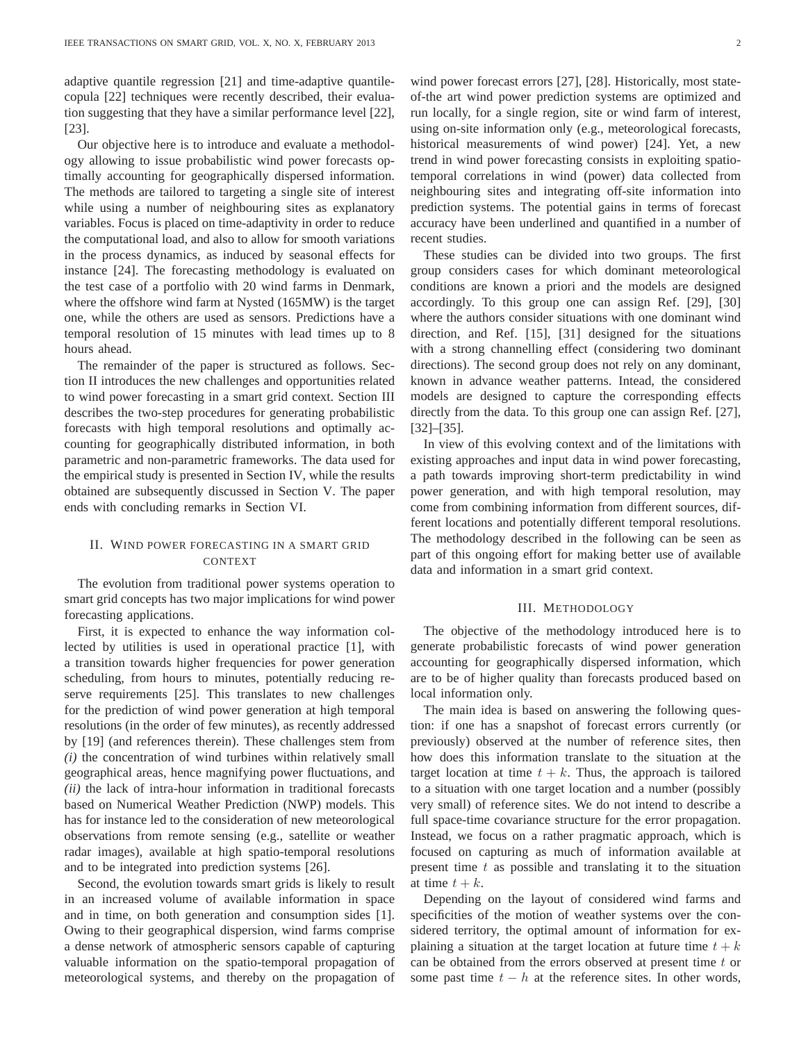adaptive quantile regression [21] and time-adaptive quantile-copula [22] techniques were recently described, their evaluation suggesting that they have a similar performance level [22], [23].

Our objective here is to introduce and evaluate a methodology allowing to issue probabilistic wind power forecasts optimally accounting for geographically dispersed information. The methods are tailored to targeting a single site of interest while using a number of neighbouring sites as explanatory variables. Focus is placed on time-adaptivity in order to reduce the computational load, and also to allow for smooth variations in the process dynamics, as induced by seasonal effects for instance [24]. The forecasting methodology is evaluated on the test case of a portfolio with 20 wind farms in Denmark, where the offshore wind farm at Nysted (165MW) is the target one, while the others are used as sensors. Predictions have a temporal resolution of 15 minutes with lead times up to 8 hours ahead.

The remainder of the paper is structured as follows. Section II introduces the new challenges and opportunities related to wind power forecasting in a smart grid context. Section III describes the two-step procedures for generating probabilistic forecasts with high temporal resolutions and optimally accounting for geographically distributed information, in both parametric and non-parametric frameworks. The data used for the empirical study is presented in Section IV, while the results obtained are subsequently discussed in Section V. The paper ends with concluding remarks in Section VI.

## II. Wind power forecasting in a smart grid context

The evolution from traditional power systems operation to smart grid concepts has two major implications for wind power forecasting applications.

First, it is expected to enhance the way information collected by utilities is used in operational practice [1], with a transition towards higher frequencies for power generation scheduling, from hours to minutes, potentially reducing reserve requirements [25]. This translates to new challenges for the prediction of wind power generation at high temporal resolutions (in the order of few minutes), as recently addressed by [19] (and references therein). These challenges stem from *(i)* the concentration of wind turbines within relatively small geographical areas, hence magnifying power fluctuations, and *(ii)* the lack of intra-hour information in traditional forecasts based on Numerical Weather Prediction (NWP) models. This has for instance led to the consideration of new meteorological observations from remote sensing (e.g., satellite or weather radar images), available at high spatio-temporal resolutions and to be integrated into prediction systems [26].

Second, the evolution towards smart grids is likely to result in an increased volume of available information in space and in time, on both generation and consumption sides [1]. Owing to their geographical dispersion, wind farms comprise a dense network of atmospheric sensors capable of capturing valuable information on the spatio-temporal propagation of meteorological systems, and thereby on the propagation of wind power forecast errors [27], [28]. Historically, most state-of-the art wind power prediction systems are optimized and run locally, for a single region, site or wind farm of interest, using on-site information only (e.g., meteorological forecasts, historical measurements of wind power) [24]. Yet, a new trend in wind power forecasting consists in exploiting spatio-temporal correlations in wind (power) data collected from neighbouring sites and integrating off-site information into prediction systems. The potential gains in terms of forecast accuracy have been underlined and quantified in a number of recent studies.

These studies can be divided into two groups. The first group considers cases for which dominant meteorological conditions are known a priori and the models are designed accordingly. To this group one can assign Ref. [29], [30] where the authors consider situations with one dominant wind direction, and Ref. [15], [31] designed for the situations with a strong channelling effect (considering two dominant directions). The second group does not rely on any dominant, known in advance weather patterns. Intead, the considered models are designed to capture the corresponding effects directly from the data. To this group one can assign Ref. [27], [32]–[35].

In view of this evolving context and of the limitations with existing approaches and input data in wind power forecasting, a path towards improving short-term predictability in wind power generation, and with high temporal resolution, may come from combining information from different sources, different locations and potentially different temporal resolutions. The methodology described in the following can be seen as part of this ongoing effort for making better use of available data and information in a smart grid context.

## III. Methodology

The objective of the methodology introduced here is to generate probabilistic forecasts of wind power generation accounting for geographically dispersed information, which are to be of higher quality than forecasts produced based on local information only.

The main idea is based on answering the following question: if one has a snapshot of forecast errors currently (or previously) observed at the number of reference sites, then how does this information translate to the situation at the target location at time $t+k$. Thus, the approach is tailored to a situation with one target location and a number (possibly very small) of reference sites. We do not intend to describe a full space-time covariance structure for the error propagation. Instead, we focus on a rather pragmatic approach, which is focused on capturing as much of information available at present time $t$ as possible and translating it to the situation at time $t+k$.

Depending on the layout of considered wind farms and specificities of the motion of weather systems over the considered territory, the optimal amount of information for explaining a situation at the target location at future time $t+k$ can be obtained from the errors observed at present time $t$ or some past time $t-h$ at the reference sites. In other words,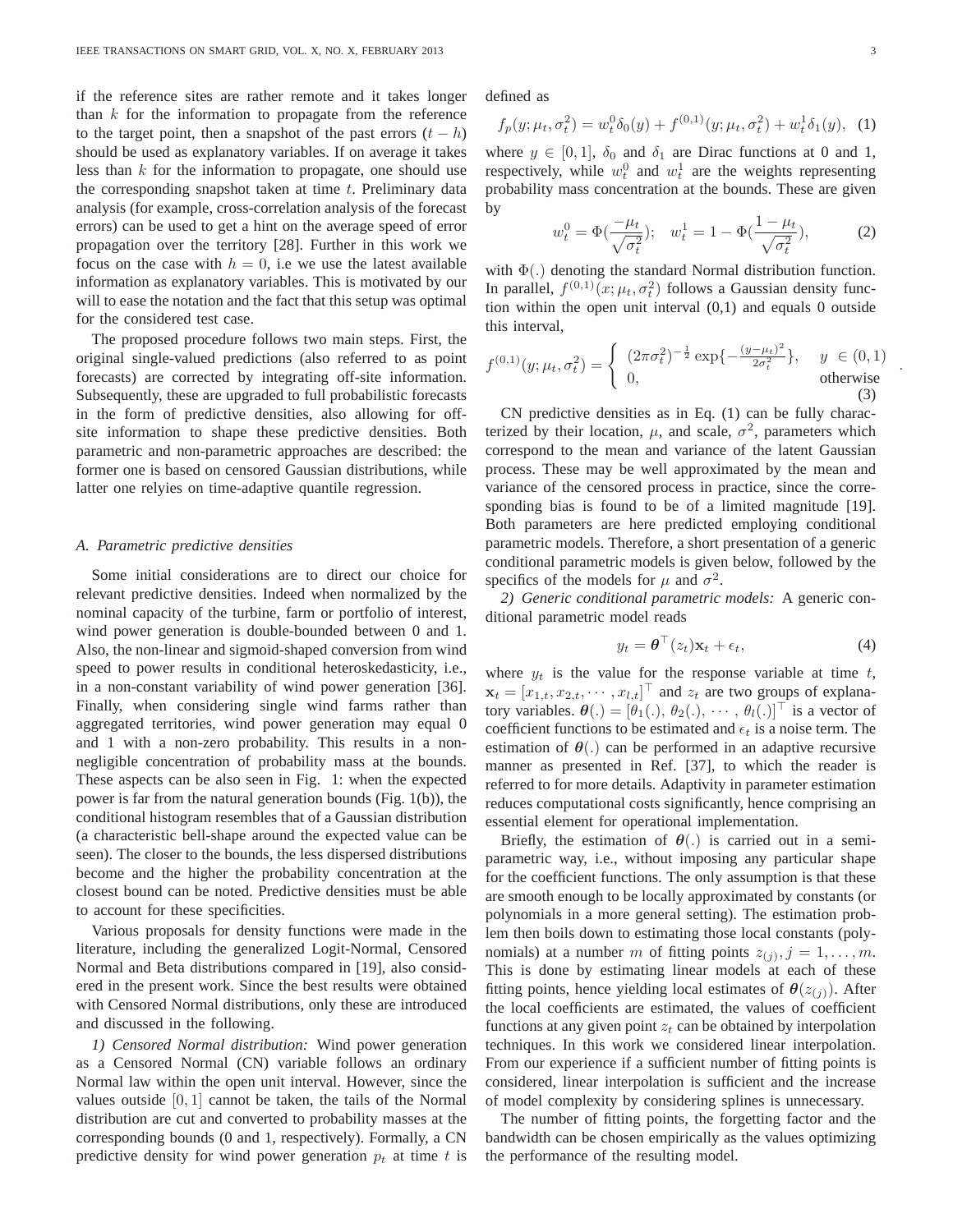if the reference sites are rather remote and it takes longer than $k$ for the information to propagate from the reference to the target point, then a snapshot of the past errors $(t-h)$ should be used as explanatory variables. If on average it takes less than $k$ for the information to propagate, one should use the corresponding snapshot taken at time $t$. Preliminary data analysis (for example, cross-correlation analysis of the forecast errors) can be used to get a hint on the average speed of error propagation over the territory [28]. Further in this work we focus on the case with $h=0$, i.e we use the latest available information as explanatory variables. This is motivated by our will to ease the notation and the fact that this setup was optimal for the considered test case.

The proposed procedure follows two main steps. First, the original single-valued predictions (also referred to as point forecasts) are corrected by integrating off-site information. Subsequently, these are upgraded to full probabilistic forecasts in the form of predictive densities, also allowing for off-site information to shape these predictive densities. Both parametric and non-parametric approaches are described: the former one is based on censored Gaussian distributions, while latter one relyies on time-adaptive quantile regression.

### A. Parametric predictive densities

Some initial considerations are to direct our choice for relevant predictive densities. Indeed when normalized by the nominal capacity of the turbine, farm or portfolio of interest, wind power generation is double-bounded between 0 and 1. Also, the non-linear and sigmoid-shaped conversion from wind speed to power results in conditional heteroskedasticity, i.e., in a non-constant variability of wind power generation [36]. Finally, when considering single wind farms rather than aggregated territories, wind power generation may equal 0 and 1 with a non-zero probability. This results in a non-negligible concentration of probability mass at the bounds. These aspects can be also seen in Fig. 1: when the expected power is far from the natural generation bounds (Fig. 1(b)), the conditional histogram resembles that of a Gaussian distribution (a characteristic bell-shape around the expected value can be seen). The closer to the bounds, the less dispersed distributions become and the higher the probability concentration at the closest bound can be noted. Predictive densities must be able to account for these specificities.

Various proposals for density functions were made in the literature, including the generalized Logit-Normal, Censored Normal and Beta distributions compared in [19], also considered in the present work. Since the best results were obtained with Censored Normal distributions, only these are introduced and discussed in the following.

*1) Censored Normal distribution:* Wind power generation as a Censored Normal (CN) variable follows an ordinary Normal law within the open unit interval. However, since the values outside $[0,1]$ cannot be taken, the tails of the Normal distribution are cut and converted to probability masses at the corresponding bounds (0 and 1, respectively). Formally, a CN predictive density for wind power generation $p_t$ at time $t$ is defined as

$$f_p(y;\mu_t,\sigma_t^2) = w_t^0\delta_0(y) + f^{(0,1)}(y;\mu_t,\sigma_t^2) + w_t^1\delta_1(y), \quad (1)$$

where $y \in [0,1]$, $\delta_0$ and $\delta_1$ are Dirac functions at 0 and 1, respectively, while $w_t^0$ and $w_t^1$ are the weights representing probability mass concentration at the bounds. These are given by

$$w_t^0 = \Phi(\frac{-\mu_t}{\sqrt{\sigma_t^2}}); \quad w_t^1 = 1-\Phi(\frac{1-\mu_t}{\sqrt{\sigma_t^2}}), \quad (2)$$

with $\Phi(.)$ denoting the standard Normal distribution function. In parallel, $f^{(0,1)}(x;\mu_t,\sigma_t^2)$ follows a Gaussian density function within the open unit interval (0,1) and equals 0 outside this interval,

$$f^{(0,1)}(y;\mu_t,\sigma_t^2) = \begin{cases} (2\pi\sigma_t^2)^{-\frac{1}{2}}\exp\{-\frac{(y-\mu_t)^2}{2\sigma_t^2}\}, & y \in (0,1) \\ 0, & \text{otherwise} \end{cases} . \quad (3)$$

CN predictive densities as in Eq. (1) can be fully characterized by their location, $\mu$, and scale, $\sigma^2$, parameters which correspond to the mean and variance of the latent Gaussian process. These may be well approximated by the mean and variance of the censored process in practice, since the corresponding bias is found to be of a limited magnitude [19]. Both parameters are here predicted employing conditional parametric models. Therefore, a short presentation of a generic conditional parametric models is given below, followed by the specifics of the models for $\mu$ and $\sigma^2$.

*2) Generic conditional parametric models:* A generic conditional parametric model reads

$$y_t = \boldsymbol{\theta}^\top(z_t)\mathbf{x}_t + \epsilon_t, \quad (4)$$

where $y_t$ is the value for the response variable at time $t$, $\mathbf{x}_t = [x_{1,t}, x_{2,t}, \cdots, x_{l,t}]^\top$ and $z_t$ are two groups of explanatory variables. $\boldsymbol{\theta}(.) = [\theta_1(.),\, \theta_2(.),\, \cdots,\, \theta_l(.)]^\top$ is a vector of coefficient functions to be estimated and $\epsilon_t$ is a noise term. The estimation of $\boldsymbol{\theta}(.)$ can be performed in an adaptive recursive manner as presented in Ref. [37], to which the reader is referred to for more details. Adaptivity in parameter estimation reduces computational costs significantly, hence comprising an essential element for operational implementation.

Briefly, the estimation of $\boldsymbol{\theta}(.)$ is carried out in a semi-parametric way, i.e., without imposing any particular shape for the coefficient functions. The only assumption is that these are smooth enough to be locally approximated by constants (or polynomials in a more general setting). The estimation problem then boils down to estimating those local constants (polynomials) at a number $m$ of fitting points $z_{(j)}, j=1,\ldots,m$. This is done by estimating linear models at each of these fitting points, hence yielding local estimates of $\boldsymbol{\theta}(z_{(j)})$. After the local coefficients are estimated, the values of coefficient functions at any given point $z_t$ can be obtained by interpolation techniques. In this work we considered linear interpolation. From our experience if a sufficient number of fitting points is considered, linear interpolation is sufficient and the increase of model complexity by considering splines is unnecessary.

The number of fitting points, the forgetting factor and the bandwidth can be chosen empirically as the values optimizing the performance of the resulting model.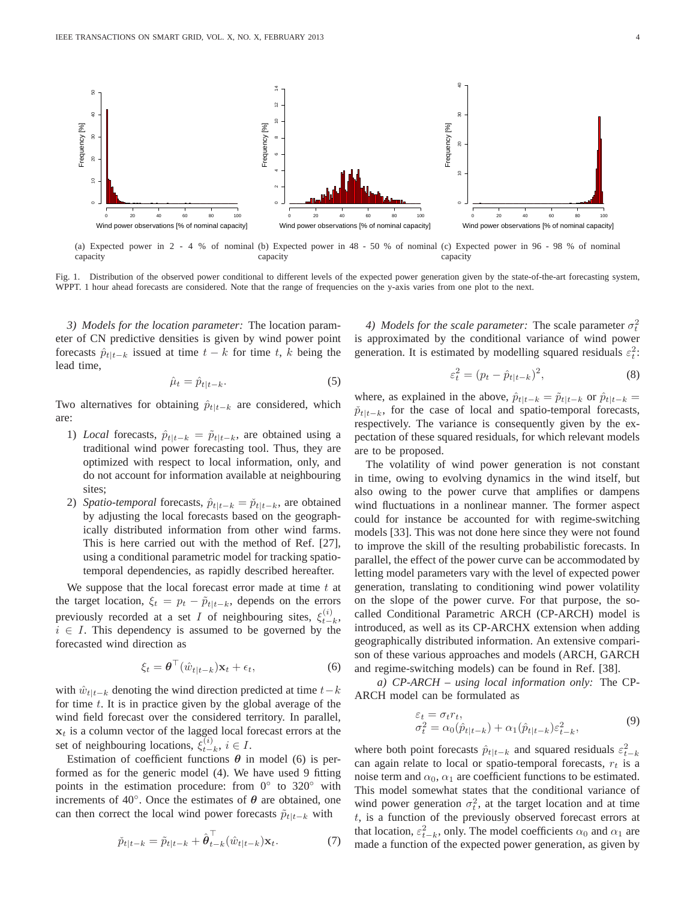(a) Expected power in 2 - 4 % of nominal capacity (b) Expected power in 48 - 50 % of nominal capacity (c) Expected power in 96 - 98 % of nominal capacity

Fig. 1. Distribution of the observed power conditional to different levels of the expected power generation given by the state-of-the-art forecasting system, WPPT. 1 hour ahead forecasts are considered. Note that the range of frequencies on the y-axis varies from one plot to the next.

*3) Models for the location parameter:* The location parameter of CN predictive densities is given by wind power point forecasts $\hat{p}_{t|t-k}$ issued at time $t-k$ for time $t$, $k$ being the lead time,

$$\hat{\mu}_t = \hat{p}_{t|t-k}. \tag{5}$$

Two alternatives for obtaining $\hat{p}_{t|t-k}$ are considered, which are:

1) *Local* forecasts, $\hat{p}_{t|t-k} = \tilde{p}_{t|t-k}$, are obtained using a traditional wind power forecasting tool. Thus, they are optimized with respect to local information, only, and do not account for information available at neighbouring sites;
2) *Spatio-temporal* forecasts, $\hat{p}_{t|t-k} = \check{p}_{t|t-k}$, are obtained by adjusting the local forecasts based on the geographically distributed information from other wind farms. This is here carried out with the method of Ref. [27], using a conditional parametric model for tracking spatio-temporal dependencies, as rapidly described hereafter.

We suppose that the local forecast error made at time $t$ at the target location, $\xi_t = p_t - \tilde{p}_{t|t-k}$, depends on the errors previously recorded at a set $I$ of neighbouring sites, $\xi^{(i)}_{t-k}$, $i \in I$. This dependency is assumed to be governed by the forecasted wind direction as

$$\xi_t = \boldsymbol{\theta}^\top(\hat{w}_{t|t-k})\mathbf{x}_t + \epsilon_t, \tag{6}$$

with $\hat{w}_{t|t-k}$ denoting the wind direction predicted at time $t-k$ for time $t$. It is in practice given by the global average of the wind field forecast over the considered territory. In parallel, $\mathbf{x}_t$ is a column vector of the lagged local forecast errors at the set of neighbouring locations, $\xi^{(i)}_{t-k}$, $i \in I$.

Estimation of coefficient functions $\boldsymbol{\theta}$ in model (6) is performed as for the generic model (4). We have used 9 fitting points in the estimation procedure: from 0° to 320° with increments of 40°. Once the estimates of $\boldsymbol{\theta}$ are obtained, one can then correct the local wind power forecasts $\tilde{p}_{t|t-k}$ with

$$\check{p}_{t|t-k} = \tilde{p}_{t|t-k} + \hat{\boldsymbol{\theta}}^\top_{t-k}(\hat{w}_{t|t-k})\mathbf{x}_t. \tag{7}$$

*4) Models for the scale parameter:* The scale parameter $\sigma^2_t$ is approximated by the conditional variance of wind power generation. It is estimated by modelling squared residuals $\varepsilon^2_t$:

$$\varepsilon^2_t = (p_t - \hat{p}_{t|t-k})^2, \tag{8}$$

where, as explained in the above, $\hat{p}_{t|t-k} = \tilde{p}_{t|t-k}$ or $\hat{p}_{t|t-k} = \check{p}_{t|t-k}$, for the case of local and spatio-temporal forecasts, respectively. The variance is consequently given by the expectation of these squared residuals, for which relevant models are to be proposed.

The volatility of wind power generation is not constant in time, owing to evolving dynamics in the wind itself, but also owing to the power curve that amplifies or dampens wind fluctuations in a nonlinear manner. The former aspect could for instance be accounted for with regime-switching models [33]. This was not done here since they were not found to improve the skill of the resulting probabilistic forecasts. In parallel, the effect of the power curve can be accommodated by letting model parameters vary with the level of expected power generation, translating to conditioning wind power volatility on the slope of the power curve. For that purpose, the so-called Conditional Parametric ARCH (CP-ARCH) model is introduced, as well as its CP-ARCHX extension when adding geographically distributed information. An extensive comparison of these various approaches and models (ARCH, GARCH and regime-switching models) can be found in Ref. [38].

*a) CP-ARCH – using local information only:* The CP-ARCH model can be formulated as

$$\begin{aligned} \varepsilon_t &= \sigma_t r_t, \\ \sigma^2_t &= \alpha_0(\hat{p}_{t|t-k}) + \alpha_1(\hat{p}_{t|t-k})\varepsilon^2_{t-k}, \end{aligned} \tag{9}$$

where both point forecasts $\hat{p}_{t|t-k}$ and squared residuals $\varepsilon^2_{t-k}$ can again relate to local or spatio-temporal forecasts, $r_t$ is a noise term and $\alpha_0$, $\alpha_1$ are coefficient functions to be estimated. This model somewhat states that the conditional variance of wind power generation $\sigma^2_t$, at the target location and at time $t$, is a function of the previously observed forecast errors at that location, $\varepsilon^2_{t-k}$, only. The model coefficients $\alpha_0$ and $\alpha_1$ are made a function of the expected power generation, as given by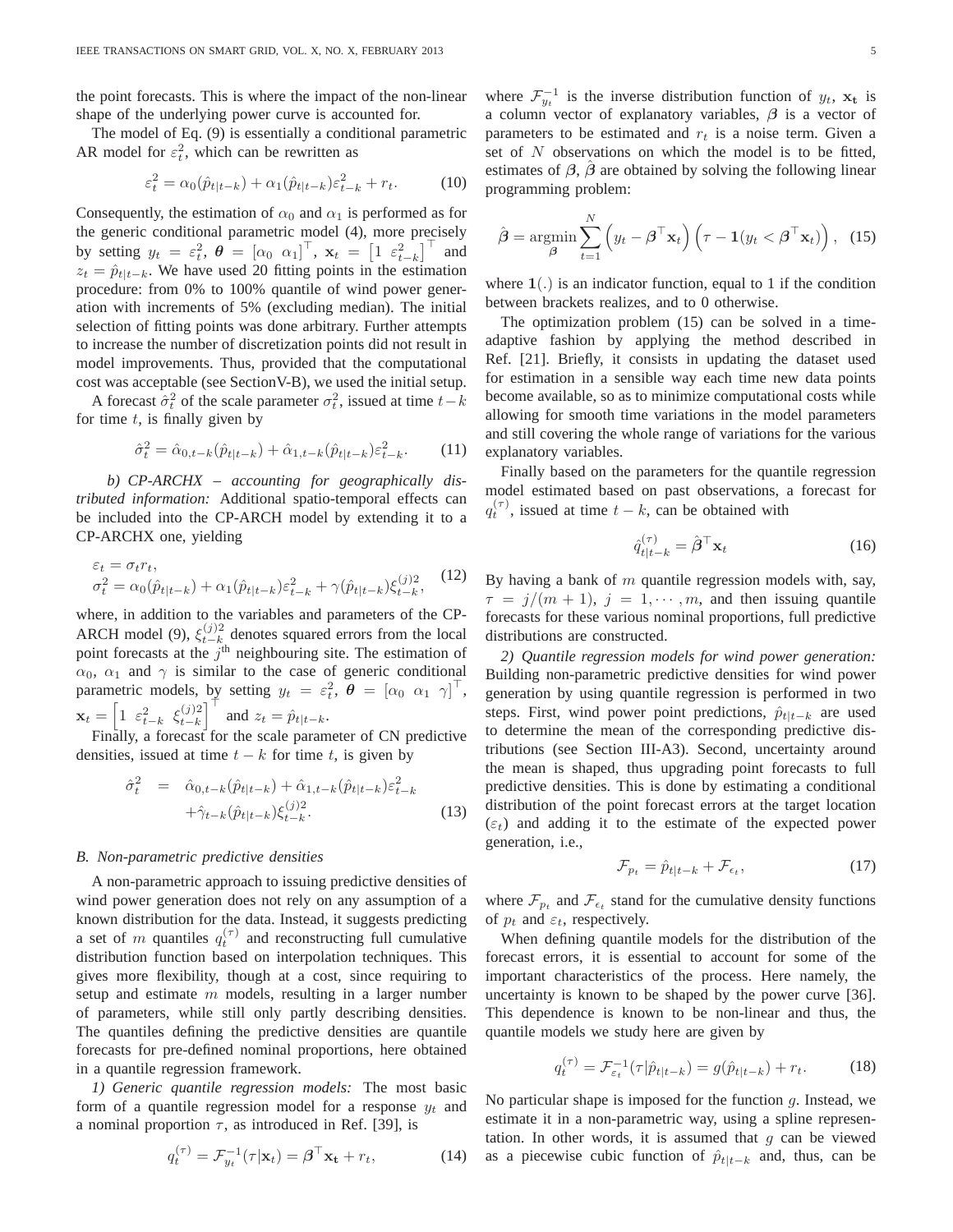the point forecasts. This is where the impact of the non-linear shape of the underlying power curve is accounted for.

The model of Eq. (9) is essentially a conditional parametric AR model for $\varepsilon_t^2$, which can be rewritten as

$$\varepsilon_t^2 = \alpha_0(\hat{p}_{t|t-k}) + \alpha_1(\hat{p}_{t|t-k})\varepsilon_{t-k}^2 + r_t. \tag{10}$$

Consequently, the estimation of $\alpha_0$ and $\alpha_1$ is performed as for the generic conditional parametric model (4), more precisely by setting $y_t = \varepsilon_t^2$, $\boldsymbol{\theta} = [\alpha_0 \;\; \alpha_1]^\top$, $\mathbf{x}_t = \begin{bmatrix} 1 & \varepsilon_{t-k}^2 \end{bmatrix}^\top$ and $z_t = \hat{p}_{t|t-k}$. We have used 20 fitting points in the estimation procedure: from 0% to 100% quantile of wind power generation with increments of 5% (excluding median). The initial selection of fitting points was done arbitrary. Further attempts to increase the number of discretization points did not result in model improvements. Thus, provided that the computational cost was acceptable (see SectionV-B), we used the initial setup.

A forecast $\hat{\sigma}_t^2$ of the scale parameter $\sigma_t^2$, issued at time $t-k$ for time $t$, is finally given by

$$\hat{\sigma}_t^2 = \hat{\alpha}_{0,t-k}(\hat{p}_{t|t-k}) + \hat{\alpha}_{1,t-k}(\hat{p}_{t|t-k})\varepsilon_{t-k}^2. \tag{11}$$

*b) CP-ARCHX – accounting for geographically distributed information:* Additional spatio-temporal effects can be included into the CP-ARCH model by extending it to a CP-ARCHX one, yielding

$$\begin{aligned} \varepsilon_t &= \sigma_t r_t, \\ \sigma_t^2 &= \alpha_0(\hat{p}_{t|t-k}) + \alpha_1(\hat{p}_{t|t-k})\varepsilon_{t-k}^2 + \gamma(\hat{p}_{t|t-k})\xi_{t-k}^{(j)2}, \end{aligned} \tag{12}$$

where, in addition to the variables and parameters of the CP-ARCH model (9), $\xi_{t-k}^{(j)2}$ denotes squared errors from the local point forecasts at the $j^{\text{th}}$ neighbouring site. The estimation of $\alpha_0$, $\alpha_1$ and $\gamma$ is similar to the case of generic conditional parametric models, by setting $y_t = \varepsilon_t^2$, $\boldsymbol{\theta} = [\alpha_0 \;\; \alpha_1 \;\; \gamma]^\top$, $\mathbf{x}_t = \begin{bmatrix} 1 & \varepsilon_{t-k}^2 & \xi_{t-k}^{(j)2} \end{bmatrix}^\top$ and $z_t = \hat{p}_{t|t-k}$.

Finally, a forecast for the scale parameter of CN predictive densities, issued at time $t-k$ for time $t$, is given by

$$\begin{aligned} \hat{\sigma}_t^2 \;\; = \;\; & \hat{\alpha}_{0,t-k}(\hat{p}_{t|t-k}) + \hat{\alpha}_{1,t-k}(\hat{p}_{t|t-k})\varepsilon_{t-k}^2 \\ & + \hat{\gamma}_{t-k}(\hat{p}_{t|t-k})\xi_{t-k}^{(j)2}. \end{aligned} \tag{13}$$

### B. Non-parametric predictive densities

A non-parametric approach to issuing predictive densities of wind power generation does not rely on any assumption of a known distribution for the data. Instead, it suggests predicting a set of $m$ quantiles $q_t^{(\tau)}$ and reconstructing full cumulative distribution function based on interpolation techniques. This gives more flexibility, though at a cost, since requiring to setup and estimate $m$ models, resulting in a larger number of parameters, while still only partly describing densities. The quantiles defining the predictive densities are quantile forecasts for pre-defined nominal proportions, here obtained in a quantile regression framework.

*1) Generic quantile regression models:* The most basic form of a quantile regression model for a response $y_t$ and a nominal proportion $\tau$, as introduced in Ref. [39], is

$$q_t^{(\tau)} = \mathcal{F}_{y_t}^{-1}(\tau|\mathbf{x}_t) = \boldsymbol{\beta}^\top \mathbf{x_t} + r_t, \tag{14}$$

where $\mathcal{F}_{y_t}^{-1}$ is the inverse distribution function of $y_t$, $\mathbf{x_t}$ is a column vector of explanatory variables, $\boldsymbol{\beta}$ is a vector of parameters to be estimated and $r_t$ is a noise term. Given a set of $N$ observations on which the model is to be fitted, estimates of $\boldsymbol{\beta}$, $\hat{\boldsymbol{\beta}}$ are obtained by solving the following linear programming problem:

$$\hat{\boldsymbol{\beta}} = \underset{\boldsymbol{\beta}}{\operatorname{argmin}} \sum_{t=1}^{N} \left(y_t - \boldsymbol{\beta}^\top \mathbf{x}_t\right)\left(\tau - \mathbf{1}(y_t < \boldsymbol{\beta}^\top \mathbf{x}_t)\right), \tag{15}$$

where $\mathbf{1}(.)$ is an indicator function, equal to 1 if the condition between brackets realizes, and to 0 otherwise.

The optimization problem (15) can be solved in a time-adaptive fashion by applying the method described in Ref. [21]. Briefly, it consists in updating the dataset used for estimation in a sensible way each time new data points become available, so as to minimize computational costs while allowing for smooth time variations in the model parameters and still covering the whole range of variations for the various explanatory variables.

Finally based on the parameters for the quantile regression model estimated based on past observations, a forecast for $q_t^{(\tau)}$, issued at time $t-k$, can be obtained with

$$\hat{q}_{t|t-k}^{(\tau)} = \hat{\boldsymbol{\beta}}^\top \mathbf{x}_t \tag{16}$$

By having a bank of $m$ quantile regression models with, say, $\tau = j/(m+1)$, $j = 1, \cdots, m$, and then issuing quantile forecasts for these various nominal proportions, full predictive distributions are constructed.

*2) Quantile regression models for wind power generation:* Building non-parametric predictive densities for wind power generation by using quantile regression is performed in two steps. First, wind power point predictions, $\hat{p}_{t|t-k}$ are used to determine the mean of the corresponding predictive distributions (see Section III-A3). Second, uncertainty around the mean is shaped, thus upgrading point forecasts to full predictive densities. This is done by estimating a conditional distribution of the point forecast errors at the target location ($\varepsilon_t$) and adding it to the estimate of the expected power generation, i.e.,

$$\mathcal{F}_{p_t} = \hat{p}_{t|t-k} + \mathcal{F}_{\epsilon_t}, \tag{17}$$

where $\mathcal{F}_{p_t}$ and $\mathcal{F}_{\epsilon_t}$ stand for the cumulative density functions of $p_t$ and $\varepsilon_t$, respectively.

When defining quantile models for the distribution of the forecast errors, it is essential to account for some of the important characteristics of the process. Here namely, the uncertainty is known to be shaped by the power curve [36]. This dependence is known to be non-linear and thus, the quantile models we study here are given by

$$q_t^{(\tau)} = \mathcal{F}_{\varepsilon_t}^{-1}(\tau|\hat{p}_{t|t-k}) = g(\hat{p}_{t|t-k}) + r_t. \tag{18}$$

No particular shape is imposed for the function $g$. Instead, we estimate it in a non-parametric way, using a spline representation. In other words, it is assumed that $g$ can be viewed as a piecewise cubic function of $\hat{p}_{t|t-k}$ and, thus, can be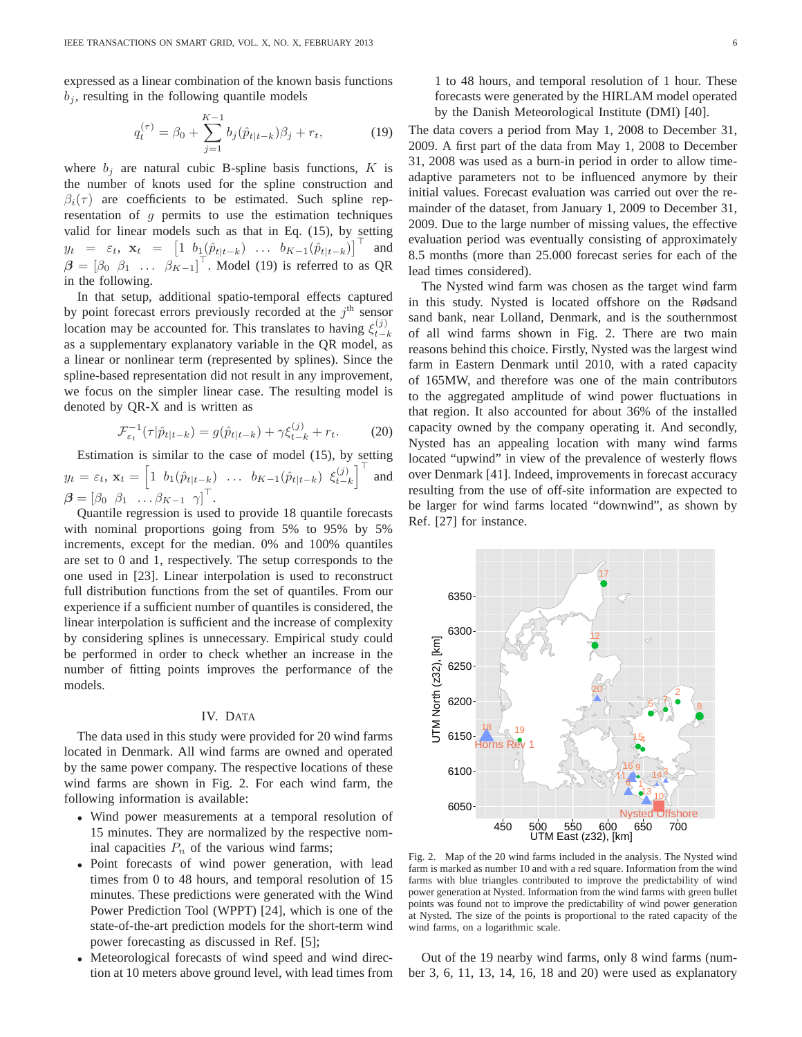expressed as a linear combination of the known basis functions $b_j$, resulting in the following quantile models

$$q_t^{(\tau)} = \beta_0 + \sum_{j=1}^{K-1} b_j(\hat{p}_{t|t-k})\beta_j + r_t, \quad (19)$$

where $b_j$ are natural cubic B-spline basis functions, $K$ is the number of knots used for the spline construction and $\beta_i(\tau)$ are coefficients to be estimated. Such spline representation of $g$ permits to use the estimation techniques valid for linear models such as that in Eq. (15), by setting $y_t = \varepsilon_t$, $\mathbf{x}_t = \left[1 \;\; b_1(\hat{p}_{t|t-k}) \;\; \ldots \;\; b_{K-1}(\hat{p}_{t|t-k})\right]^\top$ and $\boldsymbol{\beta} = \left[\beta_0 \;\; \beta_1 \;\; \ldots \;\; \beta_{K-1}\right]^\top$. Model (19) is referred to as QR in the following.

In that setup, additional spatio-temporal effects captured by point forecast errors previously recorded at the $j^{\text{th}}$ sensor location may be accounted for. This translates to having $\xi_{t-k}^{(j)}$ as a supplementary explanatory variable in the QR model, as a linear or nonlinear term (represented by splines). Since the spline-based representation did not result in any improvement, we focus on the simpler linear case. The resulting model is denoted by QR-X and is written as

$$\mathcal{F}_{\varepsilon_t}^{-1}(\tau|\hat{p}_{t|t-k}) = g(\hat{p}_{t|t-k}) + \gamma\xi_{t-k}^{(j)} + r_t. \quad (20)$$

Estimation is similar to the case of model (15), by setting $y_t = \varepsilon_t$, $\mathbf{x}_t = \left[1 \;\; b_1(\hat{p}_{t|t-k}) \;\; \ldots \;\; b_{K-1}(\hat{p}_{t|t-k}) \;\; \xi_{t-k}^{(j)}\right]^\top$ and $\boldsymbol{\beta} = \left[\beta_0 \;\; \beta_1 \;\; \ldots \beta_{K-1} \;\; \gamma\right]^\top$.

Quantile regression is used to provide 18 quantile forecasts with nominal proportions going from 5% to 95% by 5% increments, except for the median. 0% and 100% quantiles are set to 0 and 1, respectively. The setup corresponds to the one used in [23]. Linear interpolation is used to reconstruct full distribution functions from the set of quantiles. From our experience if a sufficient number of quantiles is considered, the linear interpolation is sufficient and the increase of complexity by considering splines is unnecessary. Empirical study could be performed in order to check whether an increase in the number of fitting points improves the performance of the models.

## IV. Data

The data used in this study were provided for 20 wind farms located in Denmark. All wind farms are owned and operated by the same power company. The respective locations of these wind farms are shown in Fig. 2. For each wind farm, the following information is available:

- Wind power measurements at a temporal resolution of 15 minutes. They are normalized by the respective nominal capacities $P_n$ of the various wind farms;
- Point forecasts of wind power generation, with lead times from 0 to 48 hours, and temporal resolution of 15 minutes. These predictions were generated with the Wind Power Prediction Tool (WPPT) [24], which is one of the state-of-the-art prediction models for the short-term wind power forecasting as discussed in Ref. [5];
- Meteorological forecasts of wind speed and wind direction at 10 meters above ground level, with lead times from 1 to 48 hours, and temporal resolution of 1 hour. These forecasts were generated by the HIRLAM model operated by the Danish Meteorological Institute (DMI) [40].

The data covers a period from May 1, 2008 to December 31, 2009. A first part of the data from May 1, 2008 to December 31, 2008 was used as a burn-in period in order to allow time-adaptive parameters not to be influenced anymore by their initial values. Forecast evaluation was carried out over the remainder of the dataset, from January 1, 2009 to December 31, 2009. Due to the large number of missing values, the effective evaluation period was eventually consisting of approximately 8.5 months (more than 25.000 forecast series for each of the lead times considered).

The Nysted wind farm was chosen as the target wind farm in this study. Nysted is located offshore on the Rødsand sand bank, near Lolland, Denmark, and is the southernmost of all wind farms shown in Fig. 2. There are two main reasons behind this choice. Firstly, Nysted was the largest wind farm in Eastern Denmark until 2010, with a rated capacity of 165MW, and therefore was one of the main contributors to the aggregated amplitude of wind power fluctuations in that region. It also accounted for about 36% of the installed capacity owned by the company operating it. And secondly, Nysted has an appealing location with many wind farms located "upwind" in view of the prevalence of westerly flows over Denmark [41]. Indeed, improvements in forecast accuracy resulting from the use of off-site information are expected to be larger for wind farms located "downwind", as shown by Ref. [27] for instance.

Fig. 2. Map of the 20 wind farms included in the analysis. The Nysted wind farm is marked as number 10 and with a red square. Information from the wind farms with blue triangles contributed to improve the predictability of wind power generation at Nysted. Information from the wind farms with green bullet points was found not to improve the predictability of wind power generation at Nysted. The size of the points is proportional to the rated capacity of the wind farms, on a logarithmic scale.

Out of the 19 nearby wind farms, only 8 wind farms (number 3, 6, 11, 13, 14, 16, 18 and 20) were used as explanatory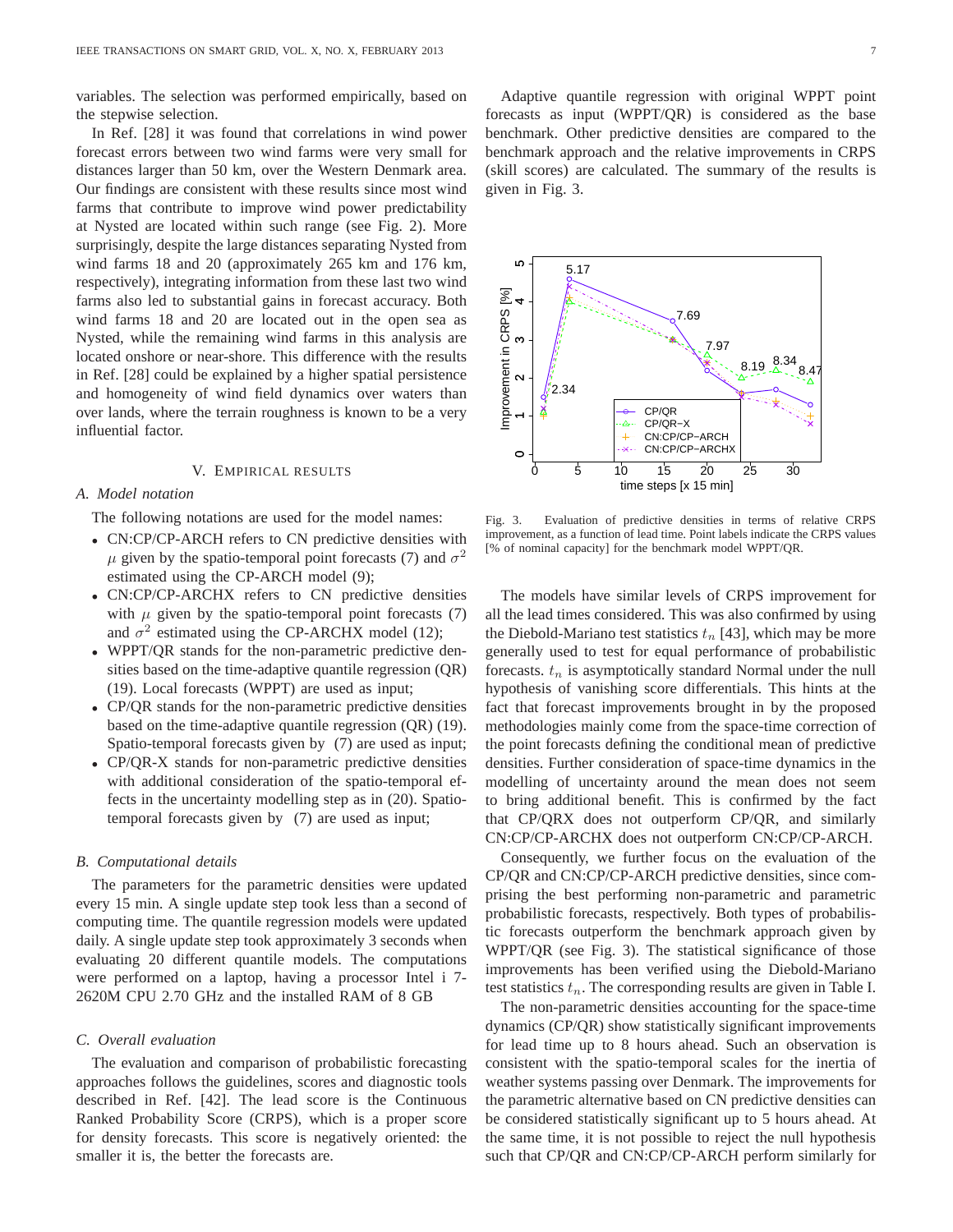variables. The selection was performed empirically, based on the stepwise selection.

In Ref. [28] it was found that correlations in wind power forecast errors between two wind farms were very small for distances larger than 50 km, over the Western Denmark area. Our findings are consistent with these results since most wind farms that contribute to improve wind power predictability at Nysted are located within such range (see Fig. 2). More surprisingly, despite the large distances separating Nysted from wind farms 18 and 20 (approximately 265 km and 176 km, respectively), integrating information from these last two wind farms also led to substantial gains in forecast accuracy. Both wind farms 18 and 20 are located out in the open sea as Nysted, while the remaining wind farms in this analysis are located onshore or near-shore. This difference with the results in Ref. [28] could be explained by a higher spatial persistence and homogeneity of wind field dynamics over waters than over lands, where the terrain roughness is known to be a very influential factor.

## V. Empirical results

### A. Model notation

The following notations are used for the model names:

- CN:CP/CP-ARCH refers to CN predictive densities with $\mu$ given by the spatio-temporal point forecasts (7) and $\sigma^2$ estimated using the CP-ARCH model (9);
- CN:CP/CP-ARCHX refers to CN predictive densities with $\mu$ given by the spatio-temporal point forecasts (7) and $\sigma^2$ estimated using the CP-ARCHX model (12);
- WPPT/QR stands for the non-parametric predictive densities based on the time-adaptive quantile regression (QR) (19). Local forecasts (WPPT) are used as input;
- CP/QR stands for the non-parametric predictive densities based on the time-adaptive quantile regression (QR) (19). Spatio-temporal forecasts given by (7) are used as input;
- CP/QR-X stands for non-parametric predictive densities with additional consideration of the spatio-temporal effects in the uncertainty modelling step as in (20). Spatio-temporal forecasts given by (7) are used as input;

### B. Computational details

The parameters for the parametric densities were updated every 15 min. A single update step took less than a second of computing time. The quantile regression models were updated daily. A single update step took approximately 3 seconds when evaluating 20 different quantile models. The computations were performed on a laptop, having a processor Intel i 7-2620M CPU 2.70 GHz and the installed RAM of 8 GB

### C. Overall evaluation

The evaluation and comparison of probabilistic forecasting approaches follows the guidelines, scores and diagnostic tools described in Ref. [42]. The lead score is the Continuous Ranked Probability Score (CRPS), which is a proper score for density forecasts. This score is negatively oriented: the smaller it is, the better the forecasts are.

Adaptive quantile regression with original WPPT point forecasts as input (WPPT/QR) is considered as the base benchmark. Other predictive densities are compared to the benchmark approach and the relative improvements in CRPS (skill scores) are calculated. The summary of the results is given in Fig. 3.

Fig. 3. Evaluation of predictive densities in terms of relative CRPS improvement, as a function of lead time. Point labels indicate the CRPS values [% of nominal capacity] for the benchmark model WPPT/QR.

The models have similar levels of CRPS improvement for all the lead times considered. This was also confirmed by using the Diebold-Mariano test statistics $t_n$ [43], which may be more generally used to test for equal performance of probabilistic forecasts. $t_n$ is asymptotically standard Normal under the null hypothesis of vanishing score differentials. This hints at the fact that forecast improvements brought in by the proposed methodologies mainly come from the space-time correction of the point forecasts defining the conditional mean of predictive densities. Further consideration of space-time dynamics in the modelling of uncertainty around the mean does not seem to bring additional benefit. This is confirmed by the fact that CP/QRX does not outperform CP/QR, and similarly CN:CP/CP-ARCHX does not outperform CN:CP/CP-ARCH.

Consequently, we further focus on the evaluation of the CP/QR and CN:CP/CP-ARCH predictive densities, since comprising the best performing non-parametric and parametric probabilistic forecasts, respectively. Both types of probabilistic forecasts outperform the benchmark approach given by WPPT/QR (see Fig. 3). The statistical significance of those improvements has been verified using the Diebold-Mariano test statistics $t_n$. The corresponding results are given in Table I.

The non-parametric densities accounting for the space-time dynamics (CP/QR) show statistically significant improvements for lead time up to 8 hours ahead. Such an observation is consistent with the spatio-temporal scales for the inertia of weather systems passing over Denmark. The improvements for the parametric alternative based on CN predictive densities can be considered statistically significant up to 5 hours ahead. At the same time, it is not possible to reject the null hypothesis such that CP/QR and CN:CP/CP-ARCH perform similarly for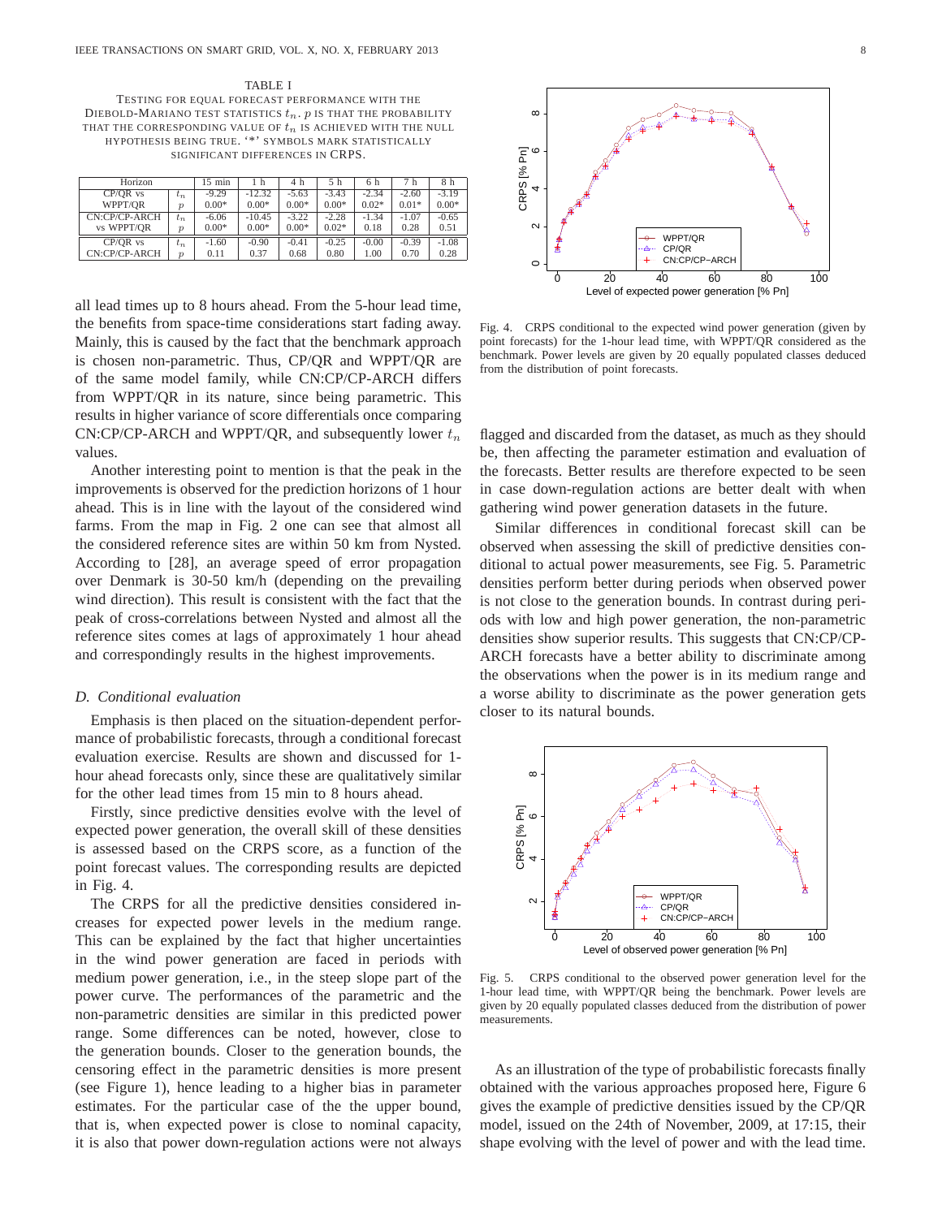TABLE I

TESTING FOR EQUAL FORECAST PERFORMANCE WITH THE DIEBOLD-MARIANO TEST STATISTICS $t_n$. $p$ IS THAT THE PROBABILITY THAT THE CORRESPONDING VALUE OF $t_n$ IS ACHIEVED WITH THE NULL HYPOTHESIS BEING TRUE. '*' SYMBOLS MARK STATISTICALLY SIGNIFICANT DIFFERENCES IN CRPS.

| Horizon | | 15 min | 1 h | 4 h | 5 h | 6 h | 7 h | 8 h |
|---|---|---|---|---|---|---|---|---|
| CP/QR vs WPPT/QR | $t_n$ | -9.29 | -12.32 | -5.63 | -3.43 | -2.34 | -2.60 | -3.19 |
| | $p$ | 0.00* | 0.00* | 0.00* | 0.00* | 0.02* | 0.01* | 0.00* |
| CN:CP/CP-ARCH vs WPPT/QR | $t_n$ | -6.06 | -10.45 | -3.22 | -2.28 | -1.34 | -1.07 | -0.65 |
| | $p$ | 0.00* | 0.00* | 0.00* | 0.02* | 0.18 | 0.28 | 0.51 |
| CP/QR vs CN:CP/CP-ARCH | $t_n$ | -1.60 | -0.90 | -0.41 | -0.25 | -0.00 | -0.39 | -1.08 |
| | $p$ | 0.11 | 0.37 | 0.68 | 0.80 | 1.00 | 0.70 | 0.28 |

all lead times up to 8 hours ahead. From the 5-hour lead time, the benefits from space-time considerations start fading away. Mainly, this is caused by the fact that the benchmark approach is chosen non-parametric. Thus, CP/QR and WPPT/QR are of the same model family, while CN:CP/CP-ARCH differs from WPPT/QR in its nature, since being parametric. This results in higher variance of score differentials once comparing CN:CP/CP-ARCH and WPPT/QR, and subsequently lower $t_n$ values.

Another interesting point to mention is that the peak in the improvements is observed for the prediction horizons of 1 hour ahead. This is in line with the layout of the considered wind farms. From the map in Fig. 2 one can see that almost all the considered reference sites are within 50 km from Nysted. According to [28], an average speed of error propagation over Denmark is 30-50 km/h (depending on the prevailing wind direction). This result is consistent with the fact that the peak of cross-correlations between Nysted and almost all the reference sites comes at lags of approximately 1 hour ahead and correspondingly results in the highest improvements.

### D. Conditional evaluation

Emphasis is then placed on the situation-dependent performance of probabilistic forecasts, through a conditional forecast evaluation exercise. Results are shown and discussed for 1-hour ahead forecasts only, since these are qualitatively similar for the other lead times from 15 min to 8 hours ahead.

Firstly, since predictive densities evolve with the level of expected power generation, the overall skill of these densities is assessed based on the CRPS score, as a function of the point forecast values. The corresponding results are depicted in Fig. 4.

The CRPS for all the predictive densities considered increases for expected power levels in the medium range. This can be explained by the fact that higher uncertainties in the wind power generation are faced in periods with medium power generation, i.e., in the steep slope part of the power curve. The performances of the parametric and the non-parametric densities are similar in this predicted power range. Some differences can be noted, however, close to the generation bounds. Closer to the generation bounds, the censoring effect in the parametric densities is more present (see Figure 1), hence leading to a higher bias in parameter estimates. For the particular case of the the upper bound, that is, when expected power is close to nominal capacity, it is also that power down-regulation actions were not always

Fig. 4. CRPS conditional to the expected wind power generation (given by point forecasts) for the 1-hour lead time, with WPPT/QR considered as the benchmark. Power levels are given by 20 equally populated classes deduced from the distribution of point forecasts.

flagged and discarded from the dataset, as much as they should be, then affecting the parameter estimation and evaluation of the forecasts. Better results are therefore expected to be seen in case down-regulation actions are better dealt with when gathering wind power generation datasets in the future.

Similar differences in conditional forecast skill can be observed when assessing the skill of predictive densities conditional to actual power measurements, see Fig. 5. Parametric densities perform better during periods when observed power is not close to the generation bounds. In contrast during periods with low and high power generation, the non-parametric densities show superior results. This suggests that CN:CP/CP-ARCH forecasts have a better ability to discriminate among the observations when the power is in its medium range and a worse ability to discriminate as the power generation gets closer to its natural bounds.

Fig. 5. CRPS conditional to the observed power generation level for the 1-hour lead time, with WPPT/QR being the benchmark. Power levels are given by 20 equally populated classes deduced from the distribution of power measurements.

As an illustration of the type of probabilistic forecasts finally obtained with the various approaches proposed here, Figure 6 gives the example of predictive densities issued by the CP/QR model, issued on the 24th of November, 2009, at 17:15, their shape evolving with the level of power and with the lead time.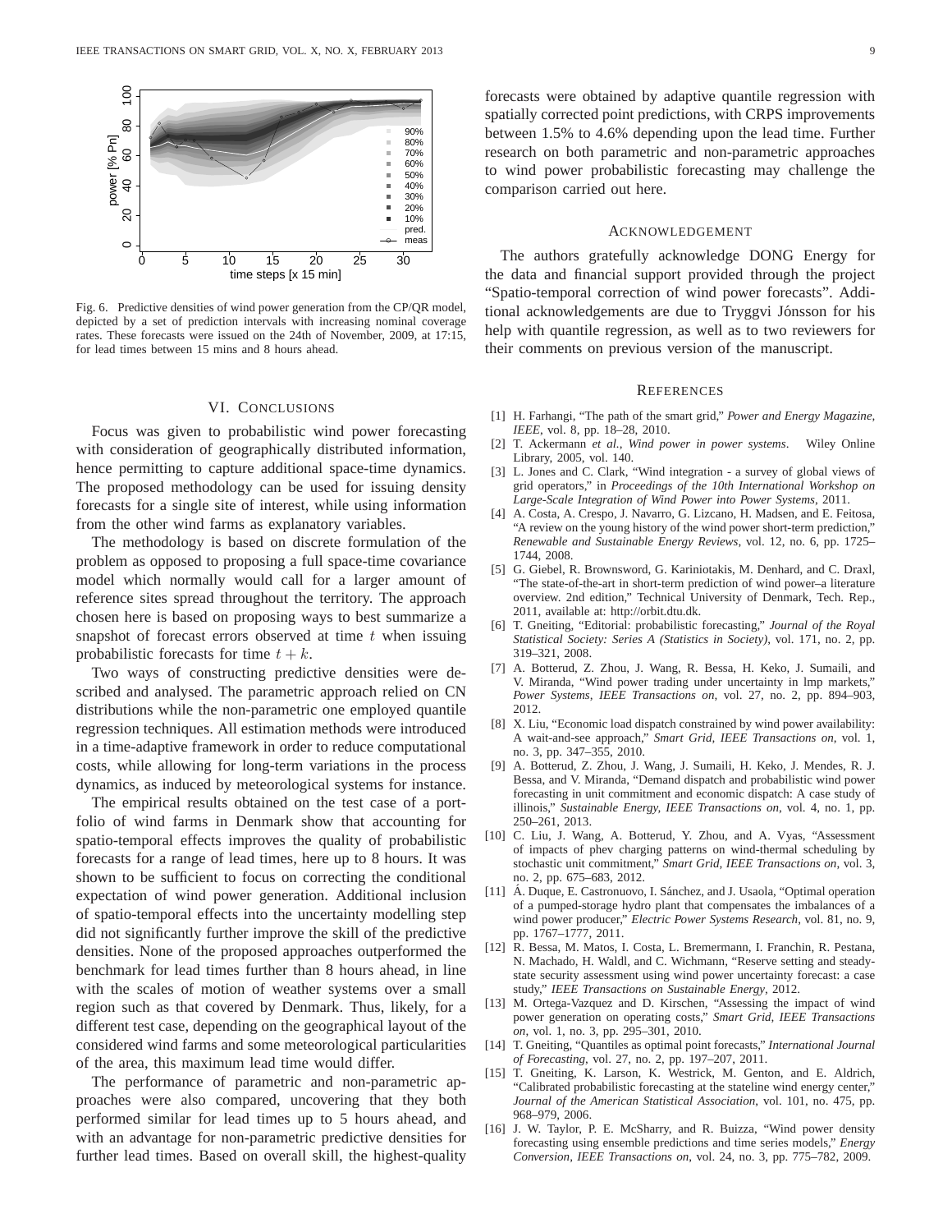Fig. 6. Predictive densities of wind power generation from the CP/QR model, depicted by a set of prediction intervals with increasing nominal coverage rates. These forecasts were issued on the 24th of November, 2009, at 17:15, for lead times between 15 mins and 8 hours ahead.

## VI. Conclusions

Focus was given to probabilistic wind power forecasting with consideration of geographically distributed information, hence permitting to capture additional space-time dynamics. The proposed methodology can be used for issuing density forecasts for a single site of interest, while using information from the other wind farms as explanatory variables.

The methodology is based on discrete formulation of the problem as opposed to proposing a full space-time covariance model which normally would call for a larger amount of reference sites spread throughout the territory. The approach chosen here is based on proposing ways to best summarize a snapshot of forecast errors observed at time $t$ when issuing probabilistic forecasts for time $t+k$.

Two ways of constructing predictive densities were described and analysed. The parametric approach relied on CN distributions while the non-parametric one employed quantile regression techniques. All estimation methods were introduced in a time-adaptive framework in order to reduce computational costs, while allowing for long-term variations in the process dynamics, as induced by meteorological systems for instance.

The empirical results obtained on the test case of a portfolio of wind farms in Denmark show that accounting for spatio-temporal effects improves the quality of probabilistic forecasts for a range of lead times, here up to 8 hours. It was shown to be sufficient to focus on correcting the conditional expectation of wind power generation. Additional inclusion of spatio-temporal effects into the uncertainty modelling step did not significantly further improve the skill of the predictive densities. None of the proposed approaches outperformed the benchmark for lead times further than 8 hours ahead, in line with the scales of motion of weather systems over a small region such as that covered by Denmark. Thus, likely, for a different test case, depending on the geographical layout of the considered wind farms and some meteorological particularities of the area, this maximum lead time would differ.

The performance of parametric and non-parametric approaches were also compared, uncovering that they both performed similar for lead times up to 5 hours ahead, and with an advantage for non-parametric predictive densities for further lead times. Based on overall skill, the highest-quality forecasts were obtained by adaptive quantile regression with spatially corrected point predictions, with CRPS improvements between 1.5% to 4.6% depending upon the lead time. Further research on both parametric and non-parametric approaches to wind power probabilistic forecasting may challenge the comparison carried out here.

## Acknowledgement

The authors gratefully acknowledge DONG Energy for the data and financial support provided through the project "Spatio-temporal correction of wind power forecasts". Additional acknowledgements are due to Tryggvi Jónsson for his help with quantile regression, as well as to two reviewers for their comments on previous version of the manuscript.

## References

[1] H. Farhangi, "The path of the smart grid," *Power and Energy Magazine, IEEE*, vol. 8, pp. 18–28, 2010.

[2] T. Ackermann *et al.*, *Wind power in power systems*. Wiley Online Library, 2005, vol. 140.

[3] L. Jones and C. Clark, "Wind integration - a survey of global views of grid operators," in *Proceedings of the 10th International Workshop on Large-Scale Integration of Wind Power into Power Systems*, 2011.

[4] A. Costa, A. Crespo, J. Navarro, G. Lizcano, H. Madsen, and E. Feitosa, "A review on the young history of the wind power short-term prediction," *Renewable and Sustainable Energy Reviews*, vol. 12, no. 6, pp. 1725–1744, 2008.

[5] G. Giebel, R. Brownsword, G. Kariniotakis, M. Denhard, and C. Draxl, "The state-of-the-art in short-term prediction of wind power–a literature overview. 2nd edition," Technical University of Denmark, Tech. Rep., 2011, available at: http://orbit.dtu.dk.

[6] T. Gneiting, "Editorial: probabilistic forecasting," *Journal of the Royal Statistical Society: Series A (Statistics in Society)*, vol. 171, no. 2, pp. 319–321, 2008.

[7] A. Botterud, Z. Zhou, J. Wang, R. Bessa, H. Keko, J. Sumaili, and V. Miranda, "Wind power trading under uncertainty in lmp markets," *Power Systems, IEEE Transactions on*, vol. 27, no. 2, pp. 894–903, 2012.

[8] X. Liu, "Economic load dispatch constrained by wind power availability: A wait-and-see approach," *Smart Grid, IEEE Transactions on*, vol. 1, no. 3, pp. 347–355, 2010.

[9] A. Botterud, Z. Zhou, J. Wang, J. Sumaili, H. Keko, J. Mendes, R. J. Bessa, and V. Miranda, "Demand dispatch and probabilistic wind power forecasting in unit commitment and economic dispatch: A case study of illinois," *Sustainable Energy, IEEE Transactions on*, vol. 4, no. 1, pp. 250–261, 2013.

[10] C. Liu, J. Wang, A. Botterud, Y. Zhou, and A. Vyas, "Assessment of impacts of phev charging patterns on wind-thermal scheduling by stochastic unit commitment," *Smart Grid, IEEE Transactions on*, vol. 3, no. 2, pp. 675–683, 2012.

[11] Á. Duque, E. Castronuovo, I. Sánchez, and J. Usaola, "Optimal operation of a pumped-storage hydro plant that compensates the imbalances of a wind power producer," *Electric Power Systems Research*, vol. 81, no. 9, pp. 1767–1777, 2011.

[12] R. Bessa, M. Matos, I. Costa, L. Bremermann, I. Franchin, R. Pestana, N. Machado, H. Waldl, and C. Wichmann, "Reserve setting and steady-state security assessment using wind power uncertainty forecast: a case study," *IEEE Transactions on Sustainable Energy*, 2012.

[13] M. Ortega-Vazquez and D. Kirschen, "Assessing the impact of wind power generation on operating costs," *Smart Grid, IEEE Transactions on*, vol. 1, no. 3, pp. 295–301, 2010.

[14] T. Gneiting, "Quantiles as optimal point forecasts," *International Journal of Forecasting*, vol. 27, no. 2, pp. 197–207, 2011.

[15] T. Gneiting, K. Larson, K. Westrick, M. Genton, and E. Aldrich, "Calibrated probabilistic forecasting at the stateline wind energy center," *Journal of the American Statistical Association*, vol. 101, no. 475, pp. 968–979, 2006.

[16] J. W. Taylor, P. E. McSharry, and R. Buizza, "Wind power density forecasting using ensemble predictions and time series models," *Energy Conversion, IEEE Transactions on*, vol. 24, no. 3, pp. 775–782, 2009.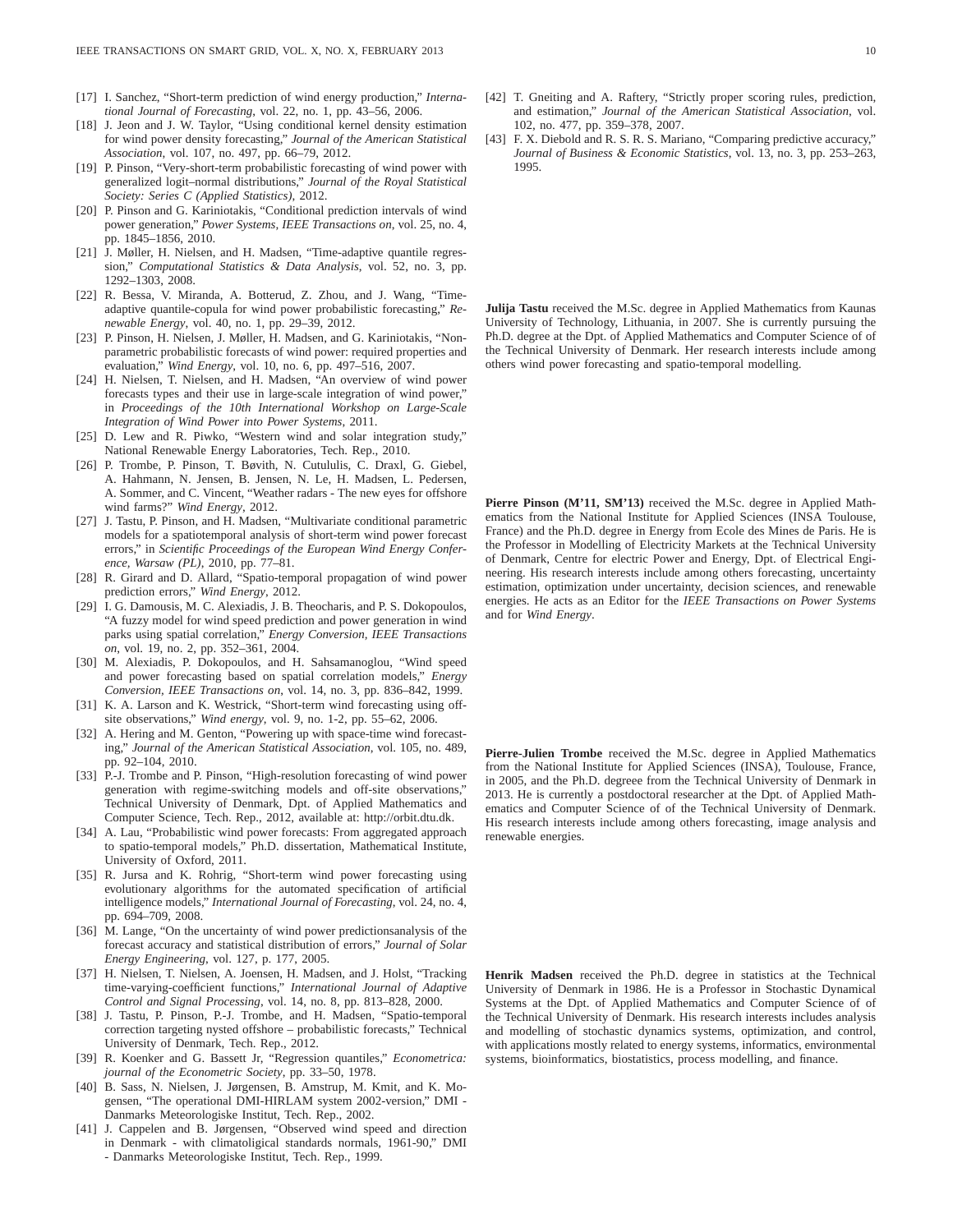[17] I. Sanchez, "Short-term prediction of wind energy production," *International Journal of Forecasting*, vol. 22, no. 1, pp. 43–56, 2006.

[18] J. Jeon and J. W. Taylor, "Using conditional kernel density estimation for wind power density forecasting," *Journal of the American Statistical Association*, vol. 107, no. 497, pp. 66–79, 2012.

[19] P. Pinson, "Very-short-term probabilistic forecasting of wind power with generalized logit–normal distributions," *Journal of the Royal Statistical Society: Series C (Applied Statistics)*, 2012.

[20] P. Pinson and G. Kariniotakis, "Conditional prediction intervals of wind power generation," *Power Systems, IEEE Transactions on*, vol. 25, no. 4, pp. 1845–1856, 2010.

[21] J. Møller, H. Nielsen, and H. Madsen, "Time-adaptive quantile regression," *Computational Statistics & Data Analysis*, vol. 52, no. 3, pp. 1292–1303, 2008.

[22] R. Bessa, V. Miranda, A. Botterud, Z. Zhou, and J. Wang, "Time-adaptive quantile-copula for wind power probabilistic forecasting," *Renewable Energy*, vol. 40, no. 1, pp. 29–39, 2012.

[23] P. Pinson, H. Nielsen, J. Møller, H. Madsen, and G. Kariniotakis, "Non-parametric probabilistic forecasts of wind power: required properties and evaluation," *Wind Energy*, vol. 10, no. 6, pp. 497–516, 2007.

[24] H. Nielsen, T. Nielsen, and H. Madsen, "An overview of wind power forecasts types and their use in large-scale integration of wind power," in *Proceedings of the 10th International Workshop on Large-Scale Integration of Wind Power into Power Systems*, 2011.

[25] D. Lew and R. Piwko, "Western wind and solar integration study," National Renewable Energy Laboratories, Tech. Rep., 2010.

[26] P. Trombe, P. Pinson, T. Bøvith, N. Cutululis, C. Draxl, G. Giebel, A. Hahmann, N. Jensen, B. Jensen, N. Le, H. Madsen, L. Pedersen, A. Sommer, and C. Vincent, "Weather radars - The new eyes for offshore wind farms?" *Wind Energy*, 2012.

[27] J. Tastu, P. Pinson, and H. Madsen, "Multivariate conditional parametric models for a spatiotemporal analysis of short-term wind power forecast errors," in *Scientific Proceedings of the European Wind Energy Conference, Warsaw (PL)*, 2010, pp. 77–81.

[28] R. Girard and D. Allard, "Spatio-temporal propagation of wind power prediction errors," *Wind Energy*, 2012.

[29] I. G. Damousis, M. C. Alexiadis, J. B. Theocharis, and P. S. Dokopoulos, "A fuzzy model for wind speed prediction and power generation in wind parks using spatial correlation," *Energy Conversion, IEEE Transactions on*, vol. 19, no. 2, pp. 352–361, 2004.

[30] M. Alexiadis, P. Dokopoulos, and H. Sahsamanoglou, "Wind speed and power forecasting based on spatial correlation models," *Energy Conversion, IEEE Transactions on*, vol. 14, no. 3, pp. 836–842, 1999.

[31] K. A. Larson and K. Westrick, "Short-term wind forecasting using off-site observations," *Wind energy*, vol. 9, no. 1-2, pp. 55–62, 2006.

[32] A. Hering and M. Genton, "Powering up with space-time wind forecasting," *Journal of the American Statistical Association*, vol. 105, no. 489, pp. 92–104, 2010.

[33] P.-J. Trombe and P. Pinson, "High-resolution forecasting of wind power generation with regime-switching models and off-site observations," Technical University of Denmark, Dpt. of Applied Mathematics and Computer Science, Tech. Rep., 2012, available at: http://orbit.dtu.dk.

[34] A. Lau, "Probabilistic wind power forecasts: From aggregated approach to spatio-temporal models," Ph.D. dissertation, Mathematical Institute, University of Oxford, 2011.

[35] R. Jursa and K. Rohrig, "Short-term wind power forecasting using evolutionary algorithms for the automated specification of artificial intelligence models," *International Journal of Forecasting*, vol. 24, no. 4, pp. 694–709, 2008.

[36] M. Lange, "On the uncertainty of wind power predictionsanalysis of the forecast accuracy and statistical distribution of errors," *Journal of Solar Energy Engineering*, vol. 127, p. 177, 2005.

[37] H. Nielsen, T. Nielsen, A. Joensen, H. Madsen, and J. Holst, "Tracking time-varying-coefficient functions," *International Journal of Adaptive Control and Signal Processing*, vol. 14, no. 8, pp. 813–828, 2000.

[38] J. Tastu, P. Pinson, P.-J. Trombe, and H. Madsen, "Spatio-temporal correction targeting nysted offshore – probabilistic forecasts," Technical University of Denmark, Tech. Rep., 2012.

[39] R. Koenker and G. Bassett Jr, "Regression quantiles," *Econometrica: journal of the Econometric Society*, pp. 33–50, 1978.

[40] B. Sass, N. Nielsen, J. Jørgensen, B. Amstrup, M. Kmit, and K. Mogensen, "The operational DMI-HIRLAM system 2002-version," DMI - Danmarks Meteorologiske Institut, Tech. Rep., 2002.

[41] J. Cappelen and B. Jørgensen, "Observed wind speed and direction in Denmark - with climatoligical standards normals, 1961-90," DMI - Danmarks Meteorologiske Institut, Tech. Rep., 1999.

[42] T. Gneiting and A. Raftery, "Strictly proper scoring rules, prediction, and estimation," *Journal of the American Statistical Association*, vol. 102, no. 477, pp. 359–378, 2007.

[43] F. X. Diebold and R. S. R. S. Mariano, "Comparing predictive accuracy," *Journal of Business & Economic Statistics*, vol. 13, no. 3, pp. 253–263, 1995.

**Julija Tastu** received the M.Sc. degree in Applied Mathematics from Kaunas University of Technology, Lithuania, in 2007. She is currently pursuing the Ph.D. degree at the Dpt. of Applied Mathematics and Computer Science of of the Technical University of Denmark. Her research interests include among others wind power forecasting and spatio-temporal modelling.

**Pierre Pinson (M'11, SM'13)** received the M.Sc. degree in Applied Mathematics from the National Institute for Applied Sciences (INSA Toulouse, France) and the Ph.D. degree in Energy from Ecole des Mines de Paris. He is the Professor in Modelling of Electricity Markets at the Technical University of Denmark, Centre for electric Power and Energy, Dpt. of Electrical Engineering. His research interests include among others forecasting, uncertainty estimation, optimization under uncertainty, decision sciences, and renewable energies. He acts as an Editor for the *IEEE Transactions on Power Systems* and for *Wind Energy*.

**Pierre-Julien Trombe** received the M.Sc. degree in Applied Mathematics from the National Institute for Applied Sciences (INSA), Toulouse, France, in 2005, and the Ph.D. degreee from the Technical University of Denmark in 2013. He is currently a postdoctoral researcher at the Dpt. of Applied Mathematics and Computer Science of of the Technical University of Denmark. His research interests include among others forecasting, image analysis and renewable energies.

**Henrik Madsen** received the Ph.D. degree in statistics at the Technical University of Denmark in 1986. He is a Professor in Stochastic Dynamical Systems at the Dpt. of Applied Mathematics and Computer Science of of the Technical University of Denmark. His research interests includes analysis and modelling of stochastic dynamics systems, optimization, and control, with applications mostly related to energy systems, informatics, environmental systems, bioinformatics, biostatistics, process modelling, and finance.